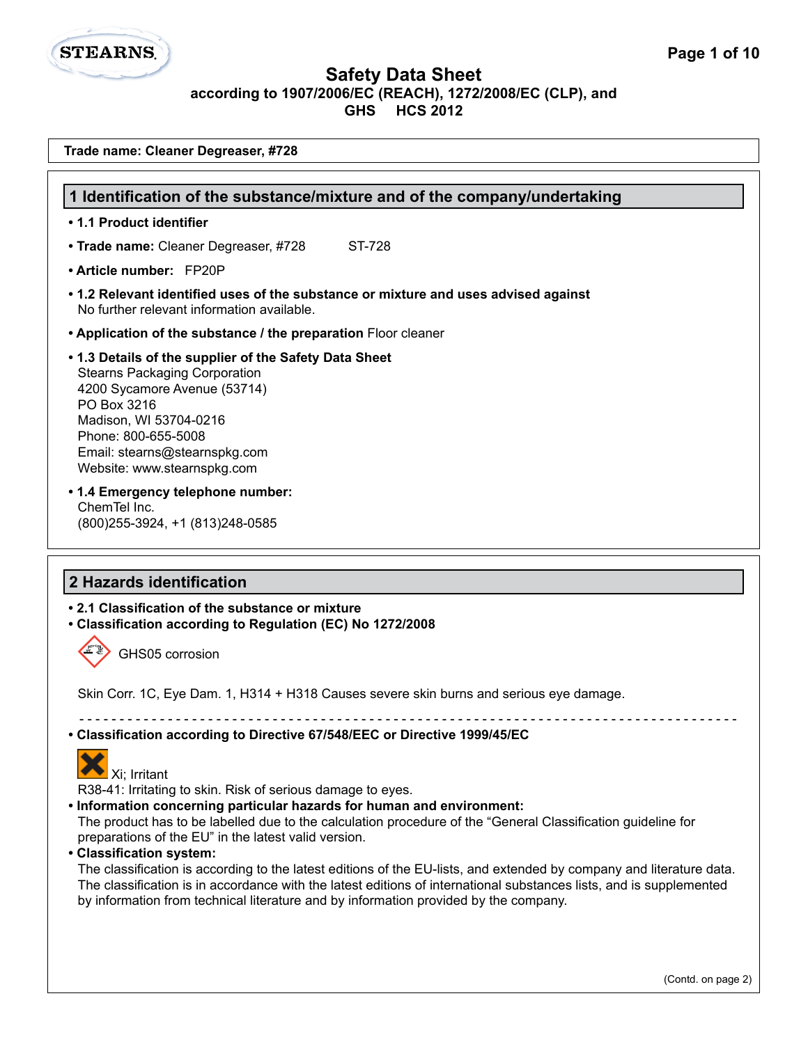# Safety Data Sheet

**according to 1907/2006/EC (REACH), 1272/2008/EC (CLP), and GHS HCS 2012**

**Trade name: Cleaner Degreaser, #728**

## 1 Identification of the substance/mixture and of the company/undertaking

- **1.1 Product identifier**
- **Trade name:** Cleaner Degreaser, #728 ST-728
- **Article number:** FP20P
- **1.2 Relevant identified uses of the substance or mixture and uses advised against**
  No further relevant information available.
- **Application of the substance / the preparation** Floor cleaner
- **1.3 Details of the supplier of the Safety Data Sheet**
  Stearns Packaging Corporation
  4200 Sycamore Avenue (53714)
  PO Box 3216
  Madison, WI 53704-0216
  Phone: 800-655-5008
  Email: stearns@stearnspkg.com
  Website: www.stearnspkg.com
- **1.4 Emergency telephone number:**
  ChemTel Inc.
  (800)255-3924, +1 (813)248-0585

## 2 Hazards identification

- **2.1 Classification of the substance or mixture**
- **Classification according to Regulation (EC) No 1272/2008**

GHS05 corrosion

Skin Corr. 1C, Eye Dam. 1, H314 + H318 Causes severe skin burns and serious eye damage.

---

- **Classification according to Directive 67/548/EEC or Directive 1999/45/EC**

Xi; Irritant

R38-41: Irritating to skin. Risk of serious damage to eyes.

- **Information concerning particular hazards for human and environment:**
  The product has to be labelled due to the calculation procedure of the "General Classification guideline for preparations of the EU" in the latest valid version.
- **Classification system:**
  The classification is according to the latest editions of the EU-lists, and extended by company and literature data. The classification is in accordance with the latest editions of international substances lists, and is supplemented by information from technical literature and by information provided by the company.

(Contd. on page 2)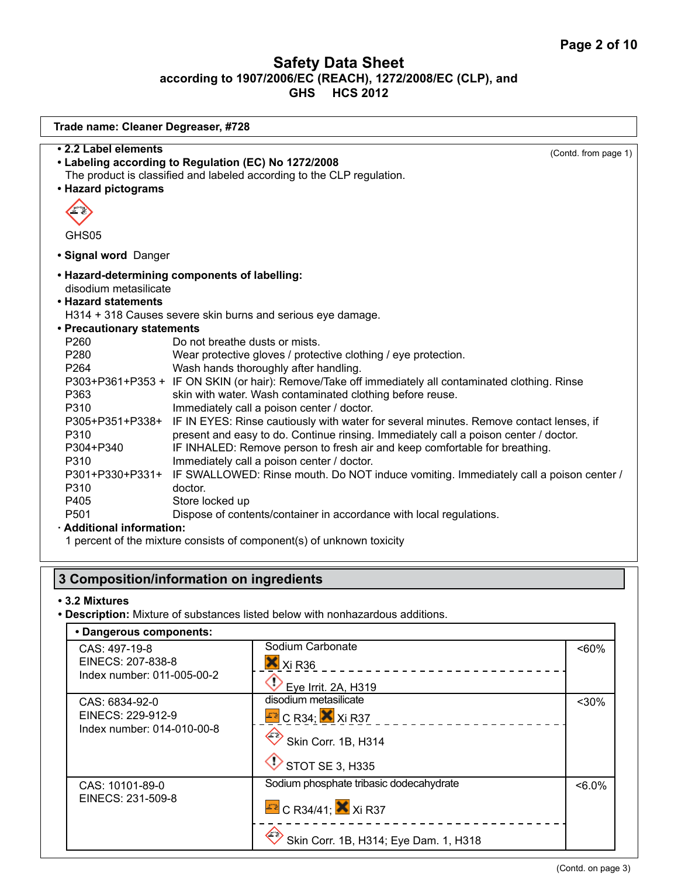**Trade name: Cleaner Degreaser, #728**

(Contd. from page 1)

- **2.2 Label elements**
- **Labeling according to Regulation (EC) No 1272/2008**
  The product is classified and labeled according to the CLP regulation.
- **Hazard pictograms**

GHS05

- **Signal word** Danger
- **Hazard-determining components of labelling:**
  disodium metasilicate
- **Hazard statements**
  H314 + 318 Causes severe skin burns and serious eye damage.
- **Precautionary statements**

| | |
|---|---|
| P260 | Do not breathe dusts or mists. |
| P280 | Wear protective gloves / protective clothing / eye protection. |
| P264 | Wash hands thoroughly after handling. |
| P303+P361+P353 + P363 | IF ON SKIN (or hair): Remove/Take off immediately all contaminated clothing. Rinse skin with water. Wash contaminated clothing before reuse. |
| P310 | Immediately call a poison center / doctor. |
| P305+P351+P338+ P310 | IF IN EYES: Rinse cautiously with water for several minutes. Remove contact lenses, if present and easy to do. Continue rinsing. Immediately call a poison center / doctor. |
| P304+P340 | IF INHALED: Remove person to fresh air and keep comfortable for breathing. |
| P310 | Immediately call a poison center / doctor. |
| P301+P330+P331+ P310 | IF SWALLOWED: Rinse mouth. Do NOT induce vomiting. Immediately call a poison center / doctor. |
| P405 | Store locked up |
| P501 | Dispose of contents/container in accordance with local regulations. |

- **Additional information:**
  1 percent of the mixture consists of component(s) of unknown toxicity

## 3 Composition/information on ingredients

- **3.2 Mixtures**
- **Description:** Mixture of substances listed below with nonhazardous additions.

| • Dangerous components: | | |
|---|---|---|
| CAS: 497-19-8<br>EINECS: 207-838-8<br>Index number: 011-005-00-2 | Sodium Carbonate<br>Xi R36<br>Eye Irrit. 2A, H319 | <60% |
| CAS: 6834-92-0<br>EINECS: 229-912-9<br>Index number: 014-010-00-8 | disodium metasilicate<br>C R34; Xi R37<br>Skin Corr. 1B, H314<br>STOT SE 3, H335 | <30% |
| CAS: 10101-89-0<br>EINECS: 231-509-8 | Sodium phosphate tribasic dodecahydrate<br>C R34/41; Xi R37<br>Skin Corr. 1B, H314; Eye Dam. 1, H318 | <6.0% |

(Contd. on page 3)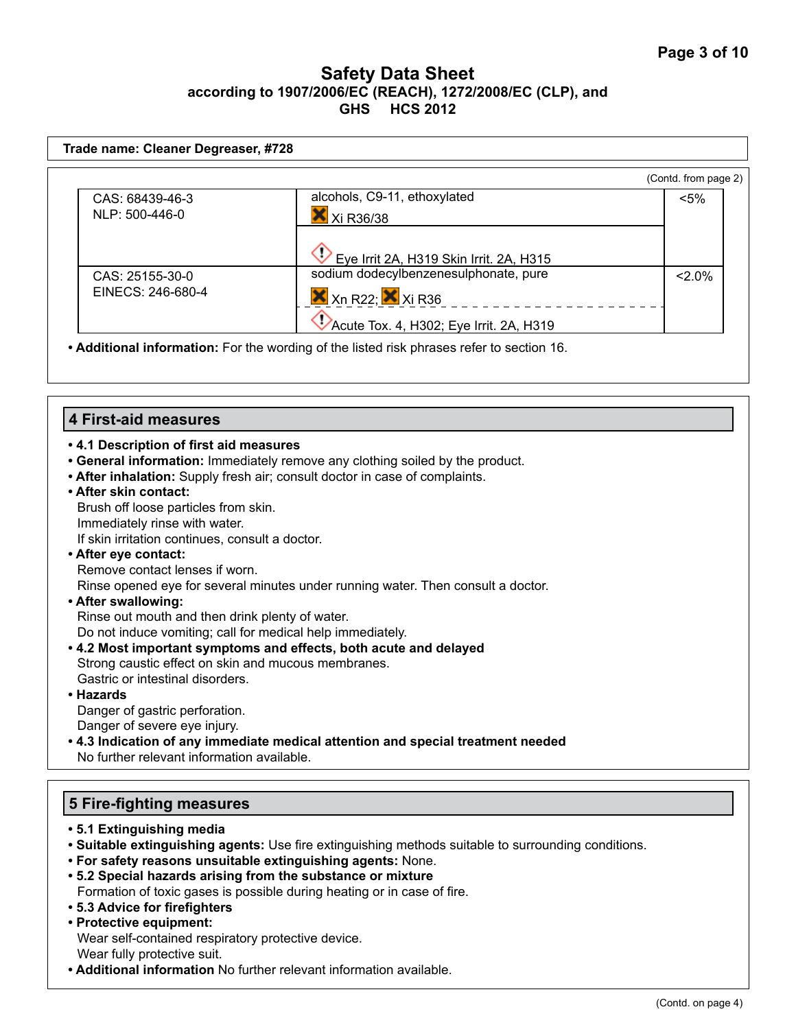**Trade name: Cleaner Degreaser, #728**

(Contd. from page 2)

| | | |
|---|---|---|
| CAS: 68439-46-3<br>NLP: 500-446-0 | alcohols, C9-11, ethoxylated<br>Xi R36/38<br>Eye Irrit 2A, H319 Skin Irrit. 2A, H315 | <5% |
| CAS: 25155-30-0<br>EINECS: 246-680-4 | sodium dodecylbenzenesulphonate, pure<br>Xn R22; Xi R36<br>Acute Tox. 4, H302; Eye Irrit. 2A, H319 | <2.0% |

- **Additional information:** For the wording of the listed risk phrases refer to section 16.

## 4 First-aid measures

- **4.1 Description of first aid measures**
- **General information:** Immediately remove any clothing soiled by the product.
- **After inhalation:** Supply fresh air; consult doctor in case of complaints.
- **After skin contact:**
  Brush off loose particles from skin.
  Immediately rinse with water.
  If skin irritation continues, consult a doctor.
- **After eye contact:**
  Remove contact lenses if worn.
  Rinse opened eye for several minutes under running water. Then consult a doctor.
- **After swallowing:**
  Rinse out mouth and then drink plenty of water.
  Do not induce vomiting; call for medical help immediately.
- **4.2 Most important symptoms and effects, both acute and delayed**
  Strong caustic effect on skin and mucous membranes.
  Gastric or intestinal disorders.
- **Hazards**
  Danger of gastric perforation.
  Danger of severe eye injury.
- **4.3 Indication of any immediate medical attention and special treatment needed**
  No further relevant information available.

## 5 Fire-fighting measures

- **5.1 Extinguishing media**
- **Suitable extinguishing agents:** Use fire extinguishing methods suitable to surrounding conditions.
- **For safety reasons unsuitable extinguishing agents:** None.
- **5.2 Special hazards arising from the substance or mixture**
  Formation of toxic gases is possible during heating or in case of fire.
- **5.3 Advice for firefighters**
- **Protective equipment:**
  Wear self-contained respiratory protective device.
  Wear fully protective suit.
- **Additional information** No further relevant information available.

(Contd. on page 4)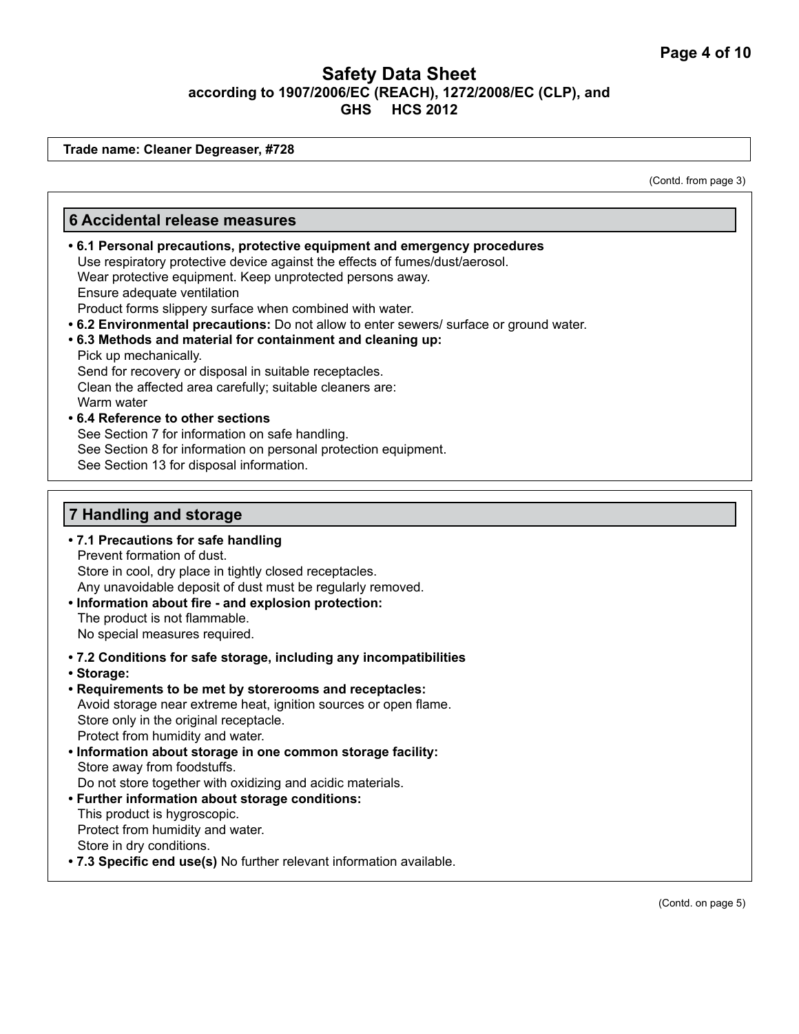# Safety Data Sheet
**according to 1907/2006/EC (REACH), 1272/2008/EC (CLP), and GHS HCS 2012**

**Trade name: Cleaner Degreaser, #728**

(Contd. from page 3)

## 6 Accidental release measures

- **6.1 Personal precautions, protective equipment and emergency procedures**
  Use respiratory protective device against the effects of fumes/dust/aerosol.
  Wear protective equipment. Keep unprotected persons away.
  Ensure adequate ventilation
  Product forms slippery surface when combined with water.
- **6.2 Environmental precautions:** Do not allow to enter sewers/ surface or ground water.
- **6.3 Methods and material for containment and cleaning up:**
  Pick up mechanically.
  Send for recovery or disposal in suitable receptacles.
  Clean the affected area carefully; suitable cleaners are:
  Warm water
- **6.4 Reference to other sections**
  See Section 7 for information on safe handling.
  See Section 8 for information on personal protection equipment.
  See Section 13 for disposal information.

## 7 Handling and storage

- **7.1 Precautions for safe handling**
  Prevent formation of dust.
  Store in cool, dry place in tightly closed receptacles.
  Any unavoidable deposit of dust must be regularly removed.
- **Information about fire - and explosion protection:**
  The product is not flammable.
  No special measures required.
- **7.2 Conditions for safe storage, including any incompatibilities**
- **Storage:**
- **Requirements to be met by storerooms and receptacles:**
  Avoid storage near extreme heat, ignition sources or open flame.
  Store only in the original receptacle.
  Protect from humidity and water.
- **Information about storage in one common storage facility:**
  Store away from foodstuffs.
  Do not store together with oxidizing and acidic materials.
- **Further information about storage conditions:**
  This product is hygroscopic.
  Protect from humidity and water.
  Store in dry conditions.
- **7.3 Specific end use(s)** No further relevant information available.

(Contd. on page 5)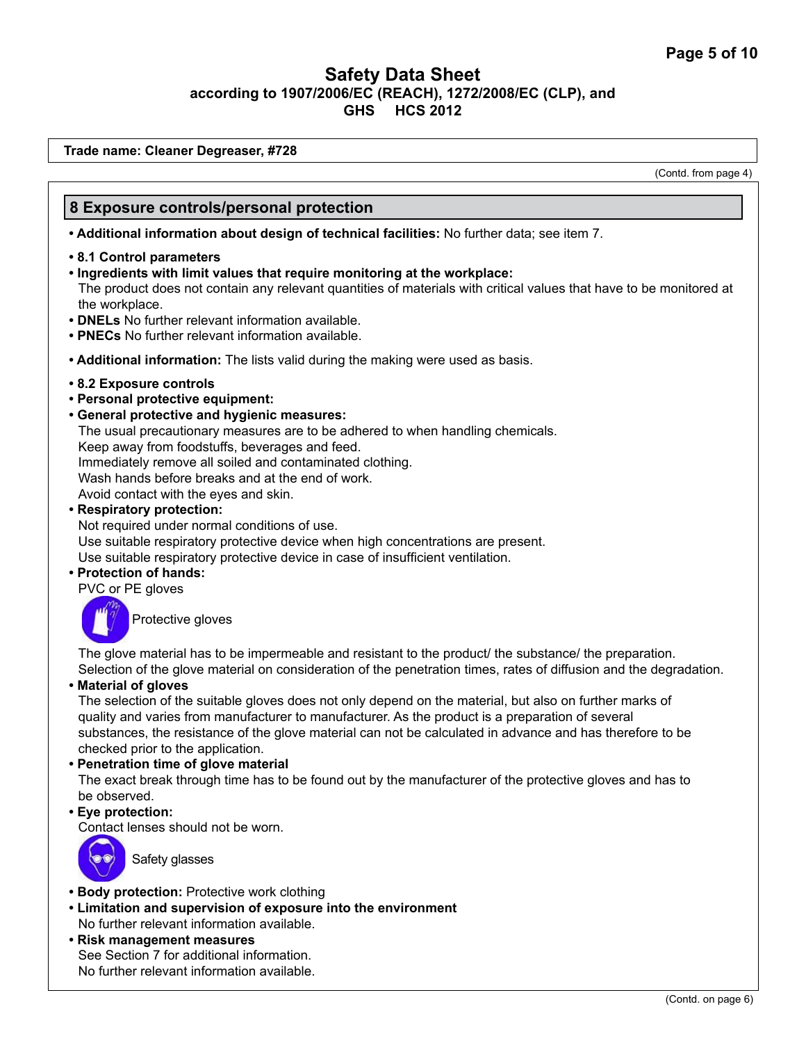**Trade name: Cleaner Degreaser, #728**

(Contd. from page 4)

## 8 Exposure controls/personal protection

- **Additional information about design of technical facilities:** No further data; see item 7.
- **8.1 Control parameters**
- **Ingredients with limit values that require monitoring at the workplace:**
  The product does not contain any relevant quantities of materials with critical values that have to be monitored at the workplace.
- **DNELs** No further relevant information available.
- **PNECs** No further relevant information available.
- **Additional information:** The lists valid during the making were used as basis.
- **8.2 Exposure controls**
- **Personal protective equipment:**
- **General protective and hygienic measures:**
  The usual precautionary measures are to be adhered to when handling chemicals.
  Keep away from foodstuffs, beverages and feed.
  Immediately remove all soiled and contaminated clothing.
  Wash hands before breaks and at the end of work.
  Avoid contact with the eyes and skin.
- **Respiratory protection:**
  Not required under normal conditions of use.
  Use suitable respiratory protective device when high concentrations are present.
  Use suitable respiratory protective device in case of insufficient ventilation.
- **Protection of hands:**
  PVC or PE gloves
  Protective gloves
  The glove material has to be impermeable and resistant to the product/ the substance/ the preparation.
  Selection of the glove material on consideration of the penetration times, rates of diffusion and the degradation.
- **Material of gloves**
  The selection of the suitable gloves does not only depend on the material, but also on further marks of quality and varies from manufacturer to manufacturer. As the product is a preparation of several substances, the resistance of the glove material can not be calculated in advance and has therefore to be checked prior to the application.
- **Penetration time of glove material**
  The exact break through time has to be found out by the manufacturer of the protective gloves and has to be observed.
- **Eye protection:**
  Contact lenses should not be worn.
  Safety glasses
- **Body protection:** Protective work clothing
- **Limitation and supervision of exposure into the environment**
  No further relevant information available.
- **Risk management measures**
  See Section 7 for additional information.
  No further relevant information available.

(Contd. on page 6)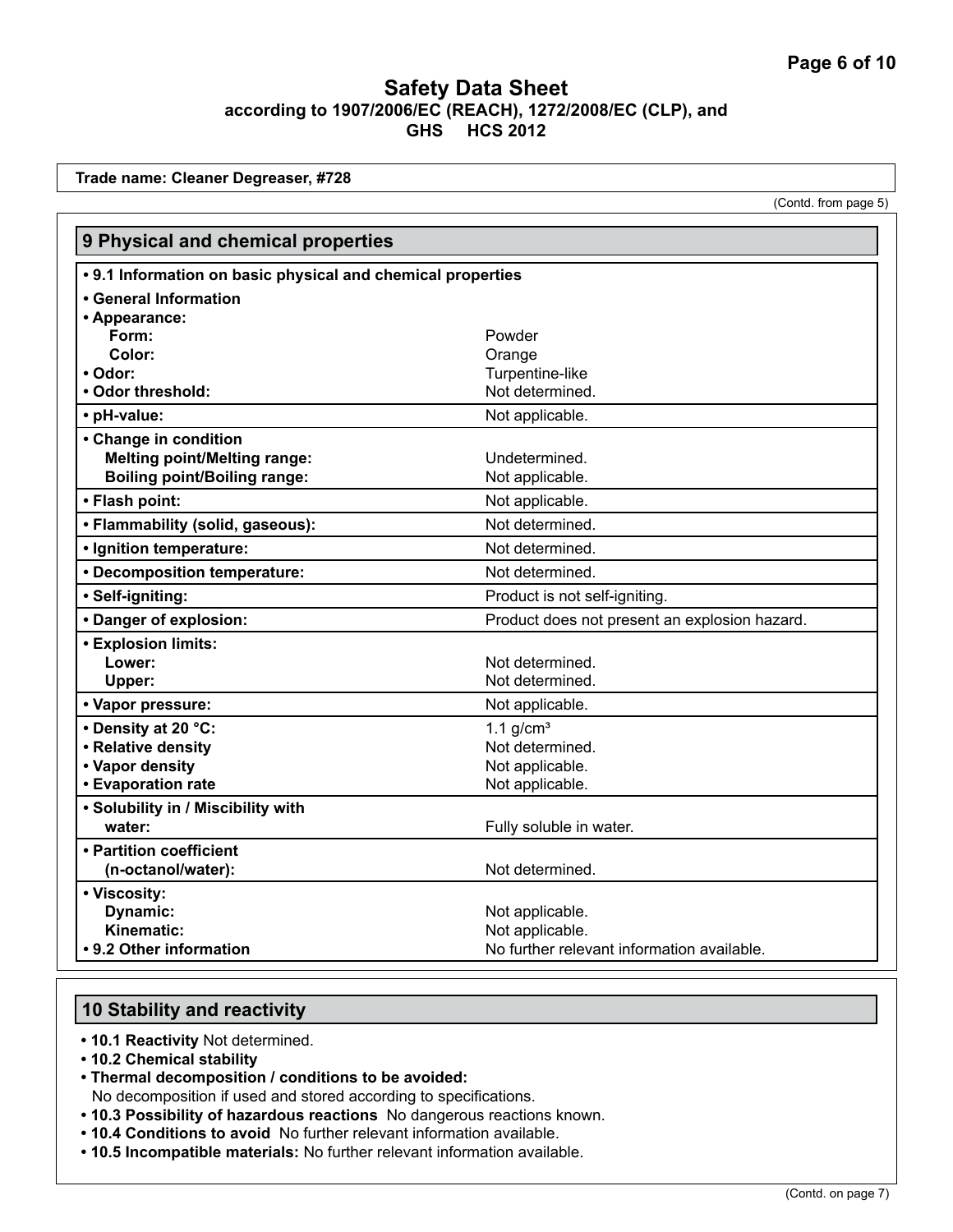# Safety Data Sheet
**according to 1907/2006/EC (REACH), 1272/2008/EC (CLP), and GHS HCS 2012**

**Trade name: Cleaner Degreaser, #728**

(Contd. from page 5)

## 9 Physical and chemical properties

| Property | Value |
|---|---|
| **• 9.1 Information on basic physical and chemical properties** | |
| **• General Information** | |
| **• Appearance:** | |
| **Form:** | Powder |
| **Color:** | Orange |
| **• Odor:** | Turpentine-like |
| **• Odor threshold:** | Not determined. |
| **• pH-value:** | Not applicable. |
| **• Change in condition** | |
| **Melting point/Melting range:** | Undetermined. |
| **Boiling point/Boiling range:** | Not applicable. |
| **• Flash point:** | Not applicable. |
| **• Flammability (solid, gaseous):** | Not determined. |
| **• Ignition temperature:** | Not determined. |
| **• Decomposition temperature:** | Not determined. |
| **• Self-igniting:** | Product is not self-igniting. |
| **• Danger of explosion:** | Product does not present an explosion hazard. |
| **• Explosion limits:** | |
| **Lower:** | Not determined. |
| **Upper:** | Not determined. |
| **• Vapor pressure:** | Not applicable. |
| **• Density at 20 °C:** | 1.1 g/cm³ |
| **• Relative density** | Not determined. |
| **• Vapor density** | Not applicable. |
| **• Evaporation rate** | Not applicable. |
| **• Solubility in / Miscibility with water:** | Fully soluble in water. |
| **• Partition coefficient (n-octanol/water):** | Not determined. |
| **• Viscosity:** | |
| **Dynamic:** | Not applicable. |
| **Kinematic:** | Not applicable. |
| **• 9.2 Other information** | No further relevant information available. |

## 10 Stability and reactivity

- **10.1 Reactivity** Not determined.
- **10.2 Chemical stability**
- **Thermal decomposition / conditions to be avoided:**
  No decomposition if used and stored according to specifications.
- **10.3 Possibility of hazardous reactions** No dangerous reactions known.
- **10.4 Conditions to avoid** No further relevant information available.
- **10.5 Incompatible materials:** No further relevant information available.

(Contd. on page 7)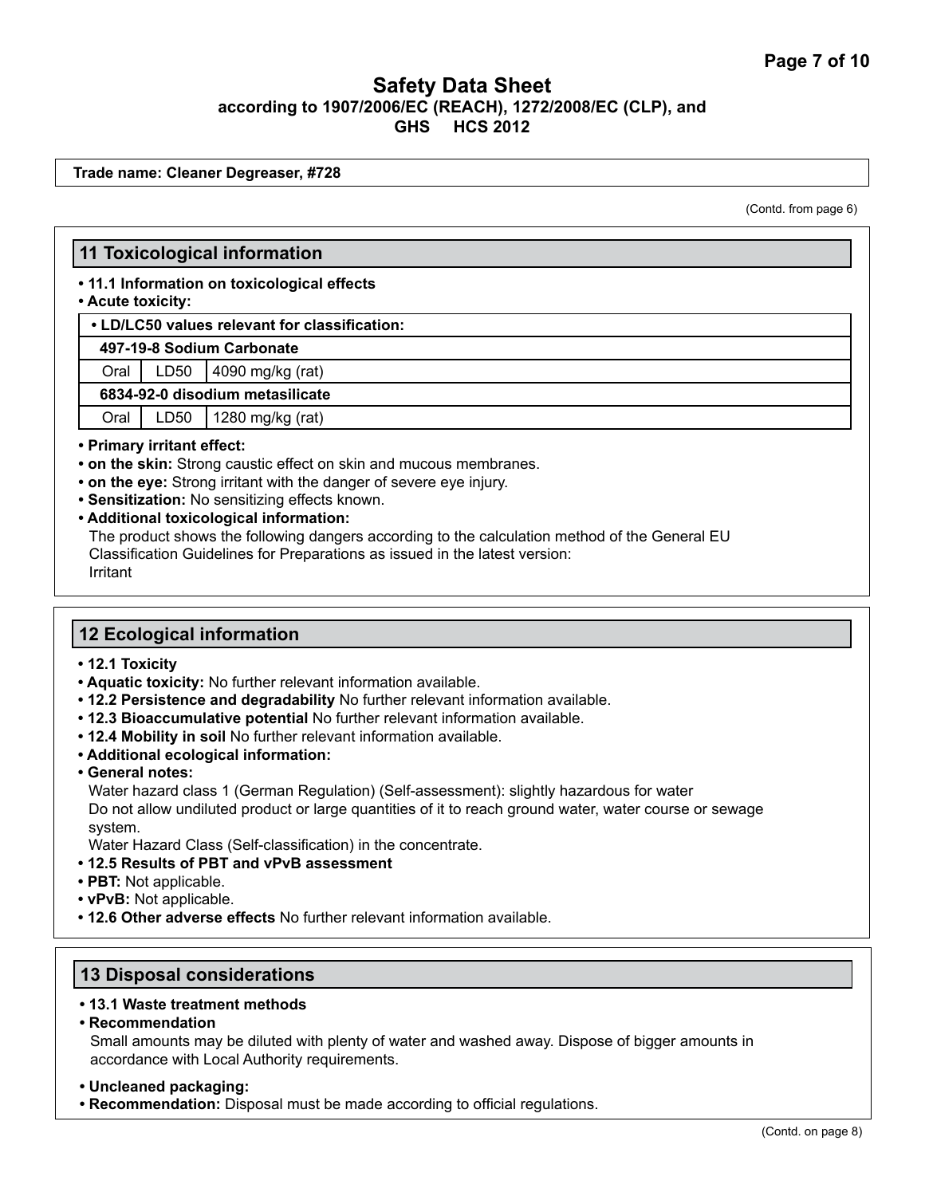Trade name: Cleaner Degreaser, #728

(Contd. from page 6)

## 11 Toxicological information

- **11.1 Information on toxicological effects**
- **Acute toxicity:**

| • LD/LC50 values relevant for classification: | | |
|---|---|---|
| **497-19-8 Sodium Carbonate** | | |
| Oral | LD50 | 4090 mg/kg (rat) |
| **6834-92-0 disodium metasilicate** | | |
| Oral | LD50 | 1280 mg/kg (rat) |

- **Primary irritant effect:**
- **on the skin:** Strong caustic effect on skin and mucous membranes.
- **on the eye:** Strong irritant with the danger of severe eye injury.
- **Sensitization:** No sensitizing effects known.
- **Additional toxicological information:**
  The product shows the following dangers according to the calculation method of the General EU Classification Guidelines for Preparations as issued in the latest version:
  Irritant

## 12 Ecological information

- **12.1 Toxicity**
- **Aquatic toxicity:** No further relevant information available.
- **12.2 Persistence and degradability** No further relevant information available.
- **12.3 Bioaccumulative potential** No further relevant information available.
- **12.4 Mobility in soil** No further relevant information available.
- **Additional ecological information:**
- **General notes:**
  Water hazard class 1 (German Regulation) (Self-assessment): slightly hazardous for water
  Do not allow undiluted product or large quantities of it to reach ground water, water course or sewage system.
  Water Hazard Class (Self-classification) in the concentrate.
- **12.5 Results of PBT and vPvB assessment**
- **PBT:** Not applicable.
- **vPvB:** Not applicable.
- **12.6 Other adverse effects** No further relevant information available.

## 13 Disposal considerations

- **13.1 Waste treatment methods**
- **Recommendation**
  Small amounts may be diluted with plenty of water and washed away. Dispose of bigger amounts in accordance with Local Authority requirements.

- **Uncleaned packaging:**
- **Recommendation:** Disposal must be made according to official regulations.

(Contd. on page 8)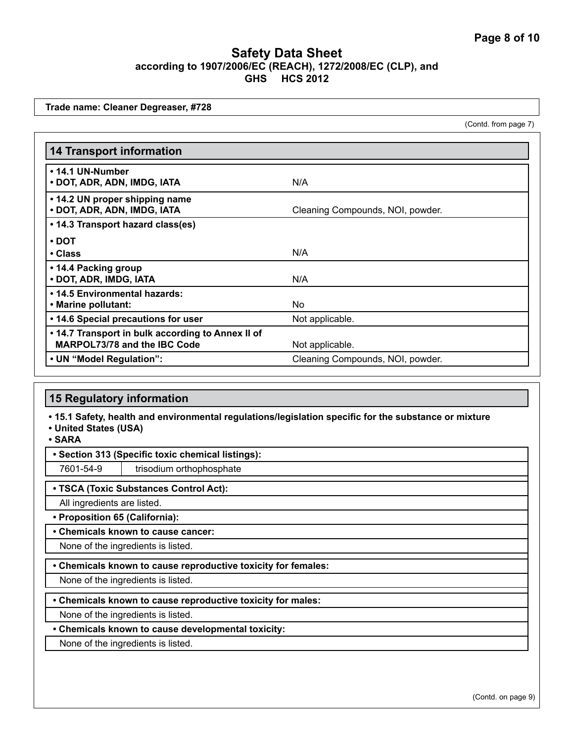**Safety Data Sheet**
**according to 1907/2006/EC (REACH), 1272/2008/EC (CLP), and GHS HCS 2012**

**Trade name: Cleaner Degreaser, #728**

(Contd. from page 7)

## 14 Transport information

| | |
|---|---|
| **• 14.1 UN-Number** <br> **• DOT, ADR, ADN, IMDG, IATA** | N/A |
| **• 14.2 UN proper shipping name** <br> **• DOT, ADR, ADN, IMDG, IATA** | Cleaning Compounds, NOI, powder. |
| **• 14.3 Transport hazard class(es)** <br> **• DOT** <br> **• Class** | N/A |
| **• 14.4 Packing group** <br> **• DOT, ADR, IMDG, IATA** | N/A |
| **• 14.5 Environmental hazards:** <br> **• Marine pollutant:** | No |
| **• 14.6 Special precautions for user** | Not applicable. |
| **• 14.7 Transport in bulk according to Annex II of MARPOL73/78 and the IBC Code** | Not applicable. |
| **• UN "Model Regulation":** | Cleaning Compounds, NOI, powder. |

## 15 Regulatory information

**• 15.1 Safety, health and environmental regulations/legislation specific for the substance or mixture**
**• United States (USA)**
**• SARA**

**• Section 313 (Specific toxic chemical listings):**

| | |
|---|---|
| 7601-54-9 | trisodium orthophosphate |

**• TSCA (Toxic Substances Control Act):**

All ingredients are listed.

**• Proposition 65 (California):**

**• Chemicals known to cause cancer:**

None of the ingredients is listed.

**• Chemicals known to cause reproductive toxicity for females:**

None of the ingredients is listed.

**• Chemicals known to cause reproductive toxicity for males:**

None of the ingredients is listed.

**• Chemicals known to cause developmental toxicity:**

None of the ingredients is listed.

(Contd. on page 9)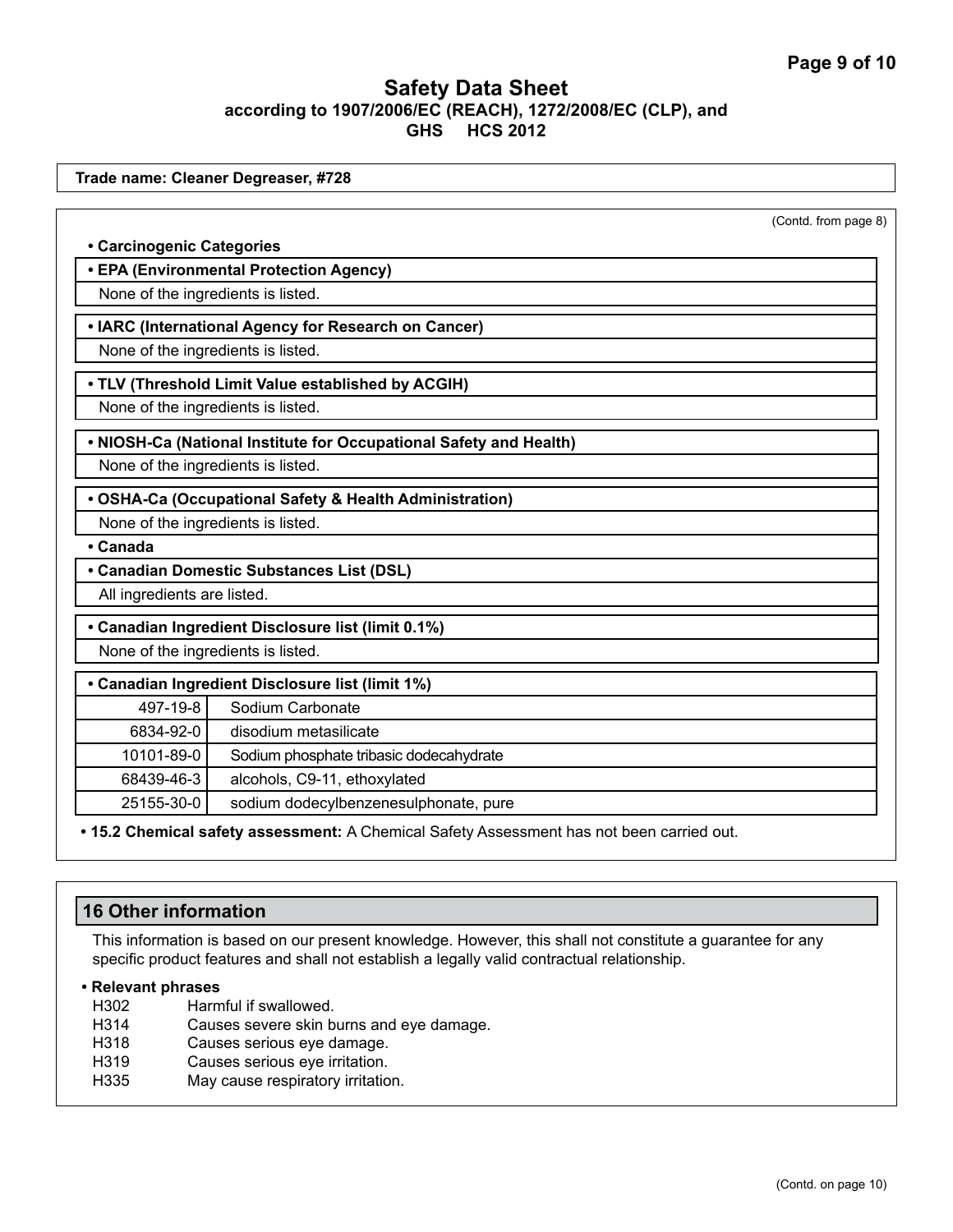# Safety Data Sheet
**according to 1907/2006/EC (REACH), 1272/2008/EC (CLP), and GHS HCS 2012**

**Trade name: Cleaner Degreaser, #728**

(Contd. from page 8)

**• Carcinogenic Categories**

**• EPA (Environmental Protection Agency)**

None of the ingredients is listed.

**• IARC (International Agency for Research on Cancer)**

None of the ingredients is listed.

**• TLV (Threshold Limit Value established by ACGIH)**

None of the ingredients is listed.

**• NIOSH-Ca (National Institute for Occupational Safety and Health)**

None of the ingredients is listed.

**• OSHA-Ca (Occupational Safety & Health Administration)**

None of the ingredients is listed.

**• Canada**

**• Canadian Domestic Substances List (DSL)**

All ingredients are listed.

**• Canadian Ingredient Disclosure list (limit 0.1%)**

None of the ingredients is listed.

**• Canadian Ingredient Disclosure list (limit 1%)**

| | |
|---|---|
| 497-19-8 | Sodium Carbonate |
| 6834-92-0 | disodium metasilicate |
| 10101-89-0 | Sodium phosphate tribasic dodecahydrate |
| 68439-46-3 | alcohols, C9-11, ethoxylated |
| 25155-30-0 | sodium dodecylbenzenesulphonate, pure |

**• 15.2 Chemical safety assessment:** A Chemical Safety Assessment has not been carried out.

## 16 Other information

This information is based on our present knowledge. However, this shall not constitute a guarantee for any specific product features and shall not establish a legally valid contractual relationship.

**• Relevant phrases**

H302 Harmful if swallowed.
H314 Causes severe skin burns and eye damage.
H318 Causes serious eye damage.
H319 Causes serious eye irritation.
H335 May cause respiratory irritation.

(Contd. on page 10)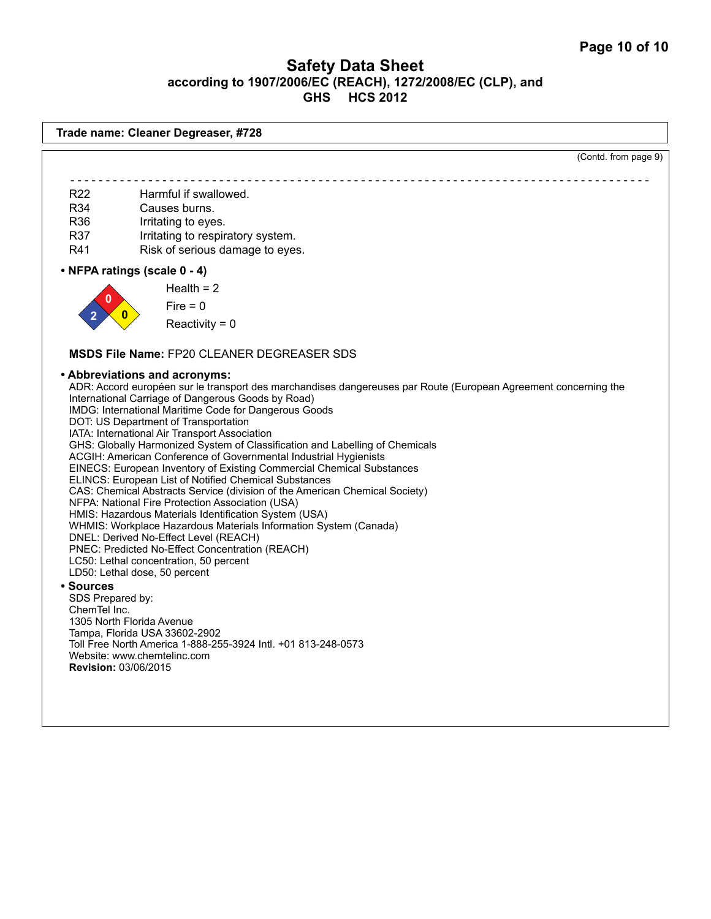**Trade name: Cleaner Degreaser, #728**

(Contd. from page 9)

| | |
|---|---|
| R22 | Harmful if swallowed. |
| R34 | Causes burns. |
| R36 | Irritating to eyes. |
| R37 | Irritating to respiratory system. |
| R41 | Risk of serious damage to eyes. |

- **NFPA ratings (scale 0 - 4)**

Health = 2
Fire = 0
Reactivity = 0

**MSDS File Name:** FP20 CLEANER DEGREASER SDS

- **Abbreviations and acronyms:**

ADR: Accord européen sur le transport des marchandises dangereuses par Route (European Agreement concerning the International Carriage of Dangerous Goods by Road)
IMDG: International Maritime Code for Dangerous Goods
DOT: US Department of Transportation
IATA: International Air Transport Association
GHS: Globally Harmonized System of Classification and Labelling of Chemicals
ACGIH: American Conference of Governmental Industrial Hygienists
EINECS: European Inventory of Existing Commercial Chemical Substances
ELINCS: European List of Notified Chemical Substances
CAS: Chemical Abstracts Service (division of the American Chemical Society)
NFPA: National Fire Protection Association (USA)
HMIS: Hazardous Materials Identification System (USA)
WHMIS: Workplace Hazardous Materials Information System (Canada)
DNEL: Derived No-Effect Level (REACH)
PNEC: Predicted No-Effect Concentration (REACH)
LC50: Lethal concentration, 50 percent
LD50: Lethal dose, 50 percent

- **Sources**

SDS Prepared by:
ChemTel Inc.
1305 North Florida Avenue
Tampa, Florida USA 33602-2902
Toll Free North America 1-888-255-3924 Intl. +01 813-248-0573
Website: www.chemtelinc.com
**Revision:** 03/06/2015